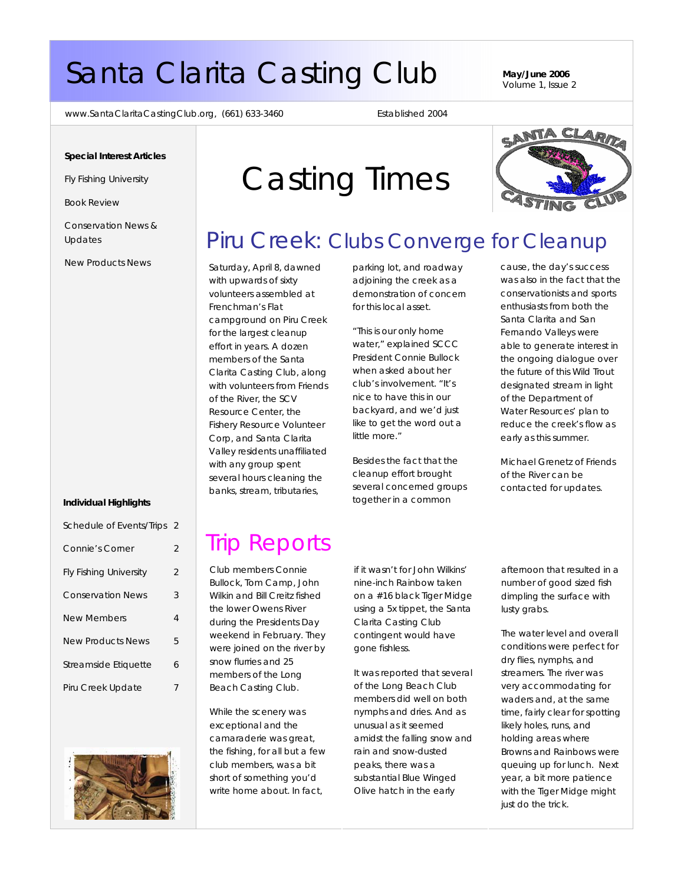# Santa Clarita Casting Club

**May/June 2006**
Volume 1, Issue 2

www.SantaClaritaCastingClub.org, (661) 633-3460

Established 2004

**Special Interest Articles**

- Fly Fishing University
- Book Review
- Conservation News & Updates
- New Products News

**Individual Highlights**

| | |
|---|---|
| Schedule of Events/Trips | 2 |
| Connie's Corner | 2 |
| Fly Fishing University | 2 |
| Conservation News | 3 |
| New Members | 4 |
| New Products News | 5 |
| Streamside Etiquette | 6 |
| Piru Creek Update | 7 |

# Casting Times

## Piru Creek: Clubs Converge for Cleanup

Saturday, April 8, dawned with upwards of sixty volunteers assembled at Frenchman's Flat campground on Piru Creek for the largest cleanup effort in years. A dozen members of the Santa Clarita Casting Club, along with volunteers from Friends of the River, the SCV Resource Center, the Fishery Resource Volunteer Corp, and Santa Clarita Valley residents unaffiliated with any group spent several hours cleaning the banks, stream, tributaries, parking lot, and roadway adjoining the creek as a demonstration of concern for this local asset.

"This is our only home water," explained SCCC President Connie Bullock when asked about her club's involvement. "It's nice to have this in our backyard, and we'd just like to get the word out a little more."

Besides the fact that the cleanup effort brought several concerned groups together in a common cause, the day's success was also in the fact that the conservationists and sports enthusiasts from both the Santa Clarita and San Fernando Valleys were able to generate interest in the ongoing dialogue over the future of this Wild Trout designated stream in light of the Department of Water Resources' plan to reduce the creek's flow as early as this summer.

Michael Grenetz of Friends of the River can be contacted for updates.

## Trip Reports

Club members Connie Bullock, Tom Camp, John Wilkin and Bill Creitz fished the lower Owens River during the Presidents Day weekend in February. They were joined on the river by snow flurries and 25 members of the Long Beach Casting Club.

While the scenery was exceptional and the camaraderie was great, the fishing, for all but a few club members, was a bit short of something you'd write home about. In fact, if it wasn't for John Wilkins' nine-inch Rainbow taken on a #16 black Tiger Midge using a 5x tippet, the Santa Clarita Casting Club contingent would have gone fishless.

It was reported that several of the Long Beach Club members did well on both nymphs and dries. And as unusual as it seemed amidst the falling snow and rain and snow-dusted peaks, there was a substantial Blue Winged Olive hatch in the early afternoon that resulted in a number of good sized fish dimpling the surface with lusty grabs.

The water level and overall conditions were perfect for dry flies, nymphs, and streamers. The river was very accommodating for waders and, at the same time, fairly clear for spotting likely holes, runs, and holding areas where Browns and Rainbows were queuing up for lunch. Next year, a bit more patience with the Tiger Midge might just do the trick.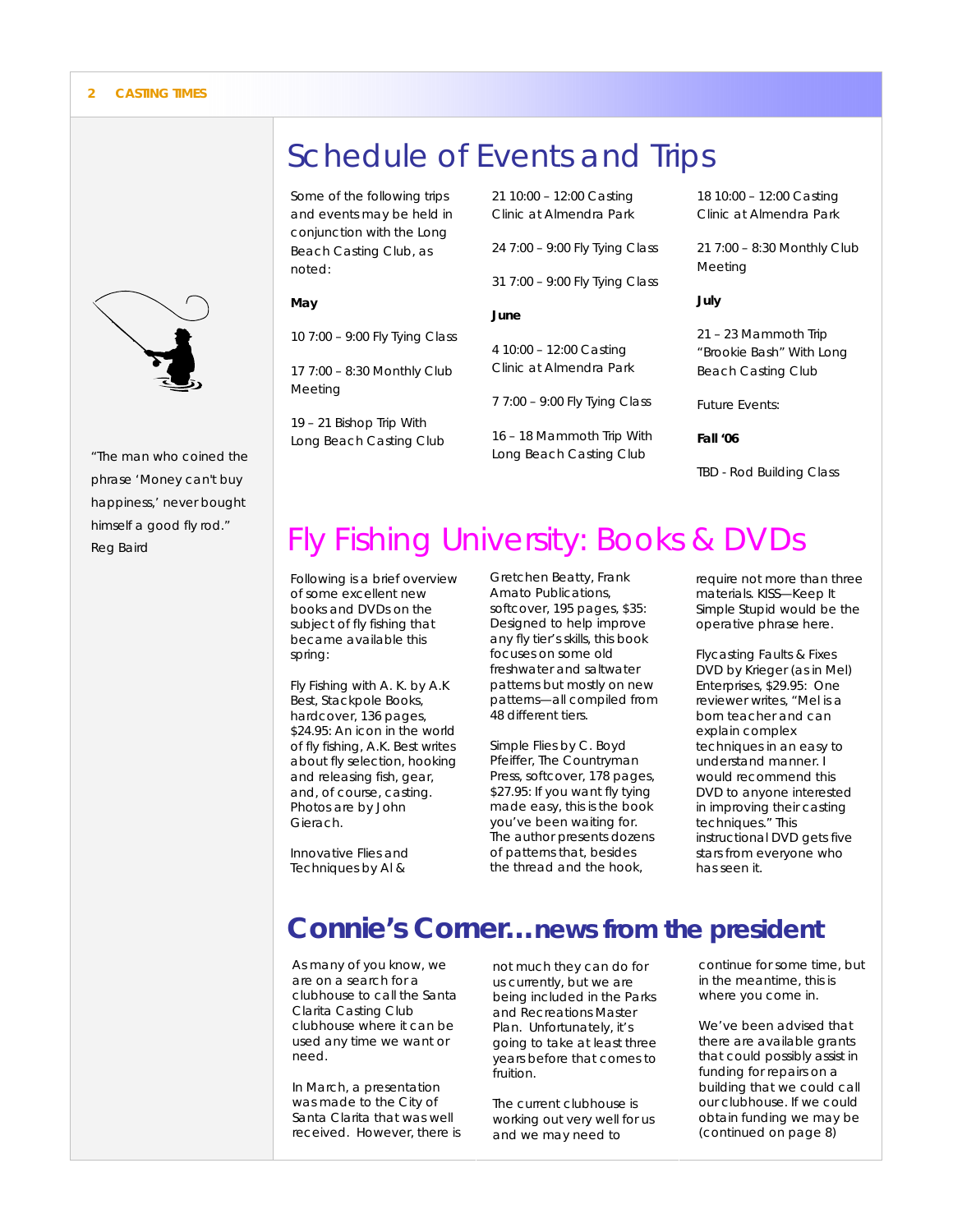"The man who coined the phrase 'Money can't buy happiness,' never bought himself a good fly rod." Reg Baird

# Schedule of Events and Trips

Some of the following trips and events may be held in conjunction with the Long Beach Casting Club, as noted:

**May**

10 7:00 – 9:00 Fly Tying Class

17 7:00 – 8:30 Monthly Club Meeting

19 – 21 Bishop Trip With Long Beach Casting Club

21 10:00 – 12:00 Casting Clinic at Almendra Park

24 7:00 – 9:00 Fly Tying Class

31 7:00 – 9:00 Fly Tying Class

**June**

4 10:00 – 12:00 Casting Clinic at Almendra Park

7 7:00 – 9:00 Fly Tying Class

16 – 18 Mammoth Trip With Long Beach Casting Club

18 10:00 – 12:00 Casting Clinic at Almendra Park

21 7:00 – 8:30 Monthly Club Meeting

**July**

21 – 23 Mammoth Trip "Brookie Bash" With Long Beach Casting Club

Future Events:

**Fall '06**

TBD - Rod Building Class

# Fly Fishing University: Books & DVDs

Following is a brief overview of some excellent new books and DVDs on the subject of fly fishing that became available this spring:

Fly Fishing with A. K. by A.K Best, Stackpole Books, hardcover, 136 pages, $24.95: An icon in the world of fly fishing, A.K. Best writes about fly selection, hooking and releasing fish, gear, and, of course, casting. Photos are by John Gierach.

Innovative Flies and Techniques by Al & Gretchen Beatty, Frank Amato Publications, softcover, 195 pages, $35: Designed to help improve any fly tier's skills, this book focuses on some old freshwater and saltwater patterns but mostly on new patterns—all compiled from 48 different tiers.

Simple Flies by C. Boyd Pfeiffer, The Countryman Press, softcover, 178 pages, $27.95: If you want fly tying made easy, this is the book you've been waiting for. The author presents dozens of patterns that, besides the thread and the hook, require not more than three materials. KISS—Keep It Simple Stupid would be the operative phrase here.

Flycasting Faults & Fixes DVD by Krieger (as in Mel) Enterprises, $29.95: One reviewer writes, "Mel is a born teacher and can explain complex techniques in an easy to understand manner. I would recommend this DVD to anyone interested in improving their casting techniques." This instructional DVD gets five stars from everyone who has seen it.

# Connie's Corner…news from the president

As many of you know, we are on a search for a clubhouse to call the Santa Clarita Casting Club clubhouse where it can be used any time we want or need.

In March, a presentation was made to the City of Santa Clarita that was well received. However, there is not much they can do for us currently, but we are being included in the Parks and Recreations Master Plan. Unfortunately, it's going to take at least three years before that comes to fruition.

The current clubhouse is working out very well for us and we may need to continue for some time, but in the meantime, this is where you come in.

We've been advised that there are available grants that could possibly assist in funding for repairs on a building that we could call our clubhouse. If we could obtain funding we may be (continued on page 8)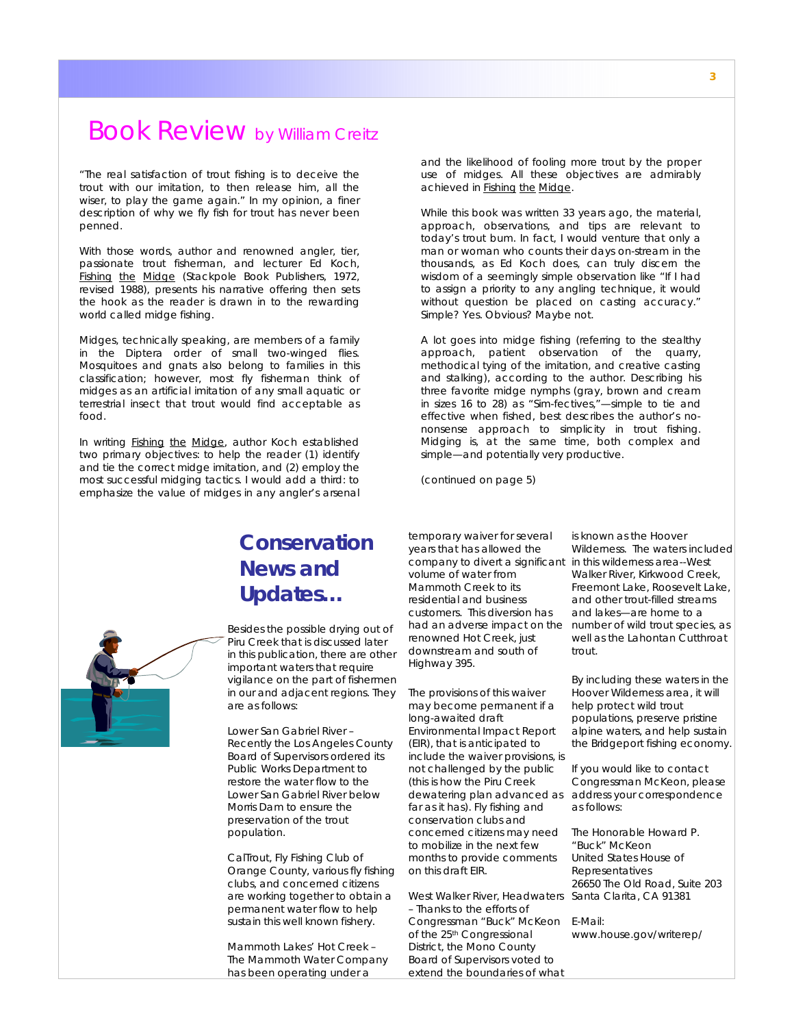# Book Review by William Creitz

"The real satisfaction of trout fishing is to deceive the trout with our imitation, to then release him, all the wiser, to play the game again." In my opinion, a finer description of why we fly fish for trout has never been penned.

With those words, author and renowned angler, tier, passionate trout fisherman, and lecturer Ed Koch, Fishing the Midge (Stackpole Book Publishers, 1972, revised 1988), presents his narrative offering then sets the hook as the reader is drawn in to the rewarding world called midge fishing.

Midges, technically speaking, are members of a family in the Diptera order of small two-winged flies. Mosquitoes and gnats also belong to families in this classification; however, most fly fisherman think of midges as an artificial imitation of any small aquatic or terrestrial insect that trout would find acceptable as food.

In writing Fishing the Midge, author Koch established two primary objectives: to help the reader (1) identify and tie the correct midge imitation, and (2) employ the most successful midging tactics. I would add a third: to emphasize the value of midges in any angler's arsenal and the likelihood of fooling more trout by the proper use of midges. All these objectives are admirably achieved in Fishing the Midge.

While this book was written 33 years ago, the material, approach, observations, and tips are relevant to today's trout bum. In fact, I would venture that only a man or woman who counts their days on-stream in the thousands, as Ed Koch does, can truly discern the wisdom of a seemingly simple observation like "If I had to assign a priority to any angling technique, it would without question be placed on casting accuracy." Simple? Yes. Obvious? Maybe not.

A lot goes into midge fishing (referring to the stealthy approach, patient observation of the quarry, methodical tying of the imitation, and creative casting and stalking), according to the author. Describing his three favorite midge nymphs (gray, brown and cream in sizes 16 to 28) as "Sim-fectives,"—simple to tie and effective when fished, best describes the author's no-nonsense approach to simplicity in trout fishing. Midging is, at the same time, both complex and simple—and potentially very productive.

(continued on page 5)

## Conservation News and Updates…

Besides the possible drying out of Piru Creek that is discussed later in this publication, there are other important waters that require vigilance on the part of fishermen in our and adjacent regions. They are as follows:

Lower San Gabriel River – Recently the Los Angeles County Board of Supervisors ordered its Public Works Department to restore the water flow to the Lower San Gabriel River below Morris Dam to ensure the preservation of the trout population.

CalTrout, Fly Fishing Club of Orange County, various fly fishing clubs, and concerned citizens are working together to obtain a permanent water flow to help sustain this well known fishery.

Mammoth Lakes' Hot Creek – The Mammoth Water Company has been operating under a temporary waiver for several years that has allowed the company to divert a significant volume of water from Mammoth Creek to its residential and business customers. This diversion has had an adverse impact on the renowned Hot Creek, just downstream and south of Highway 395.

The provisions of this waiver may become permanent if a long-awaited draft Environmental Impact Report (EIR), that is anticipated to include the waiver provisions, is not challenged by the public (this is how the Piru Creek dewatering plan advanced as far as it has). Fly fishing and conservation clubs and concerned citizens may need to mobilize in the next few months to provide comments on this draft EIR.

West Walker River, Headwaters – Thanks to the efforts of Congressman "Buck" McKeon of the 25th Congressional District, the Mono County Board of Supervisors voted to extend the boundaries of what is known as the Hoover Wilderness. The waters included in this wilderness area--West Walker River, Kirkwood Creek, Freemont Lake, Roosevelt Lake, and other trout-filled streams and lakes—are home to a number of wild trout species, as well as the Lahontan Cutthroat trout.

By including these waters in the Hoover Wilderness area, it will help protect wild trout populations, preserve pristine alpine waters, and help sustain the Bridgeport fishing economy.

If you would like to contact Congressman McKeon, please address your correspondence as follows:

The Honorable Howard P. "Buck" McKeon  
United States House of Representatives  
26650 The Old Road, Suite 203  
Santa Clarita, CA 91381

E-Mail:  
www.house.gov/writerep/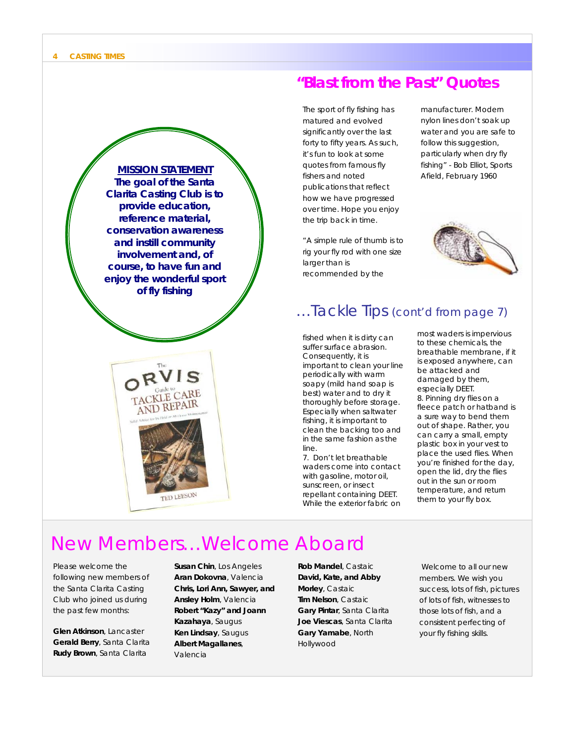**MISSION STATEMENT**

**The goal of the Santa Clarita Casting Club is to provide education, reference material, conservation awareness and instill community involvement and, of course, to have fun and enjoy the wonderful sport of fly fishing**

## "Blast from the Past" Quotes

The sport of fly fishing has matured and evolved significantly over the last forty to fifty years. As such, it's fun to look at some quotes from famous fly fishers and noted publications that reflect how we have progressed over time. Hope you enjoy the trip back in time.

"A simple rule of thumb is to rig your fly rod with one size larger than is recommended by the manufacturer. Modern nylon lines don't soak up water and you are safe to follow this suggestion, particularly when dry fly fishing" - Bob Elliot, Sports Afield, February 1960

## …Tackle Tips (cont'd from page 7)

fished when it is dirty can suffer surface abrasion. Consequently, it is important to clean your line periodically with warm soapy (mild hand soap is best) water and to dry it thoroughly before storage. Especially when saltwater fishing, it is important to clean the backing too and in the same fashion as the line.

7. Don't let breathable waders come into contact with gasoline, motor oil, sunscreen, or insect repellant containing DEET. While the exterior fabric on most waders is impervious to these chemicals, the breathable membrane, if it is exposed anywhere, can be attacked and damaged by them, especially DEET.

8. Pinning dry flies on a fleece patch or hatband is a sure way to bend them out of shape. Rather, you can carry a small, empty plastic box in your vest to place the used flies. When you're finished for the day, open the lid, dry the flies out in the sun or room temperature, and return them to your fly box.

# New Members…Welcome Aboard

Please welcome the following new members of the Santa Clarita Casting Club who joined us during the past few months:

**Glen Atkinson**, Lancaster
**Gerald Berry**, Santa Clarita
**Rudy Brown**, Santa Clarita
**Susan Chin**, Los Angeles
**Aran Dokovna**, Valencia
**Chris, Lori Ann, Sawyer, and Ansley Holm**, Valencia
**Robert "Kazy" and Joann Kazahaya**, Saugus
**Ken Lindsay**, Saugus
**Albert Magallanes**, Valencia
**Rob Mandel**, Castaic
**David, Kate, and Abby Morley**, Castaic
**Tim Nelson**, Castaic
**Gary Pintar**, Santa Clarita
**Joe Viescas**, Santa Clarita
**Gary Yamabe**, North Hollywood

Welcome to all our new members. We wish you success, lots of fish, pictures of lots of fish, witnesses to those lots of fish, and a consistent perfecting of your fly fishing skills.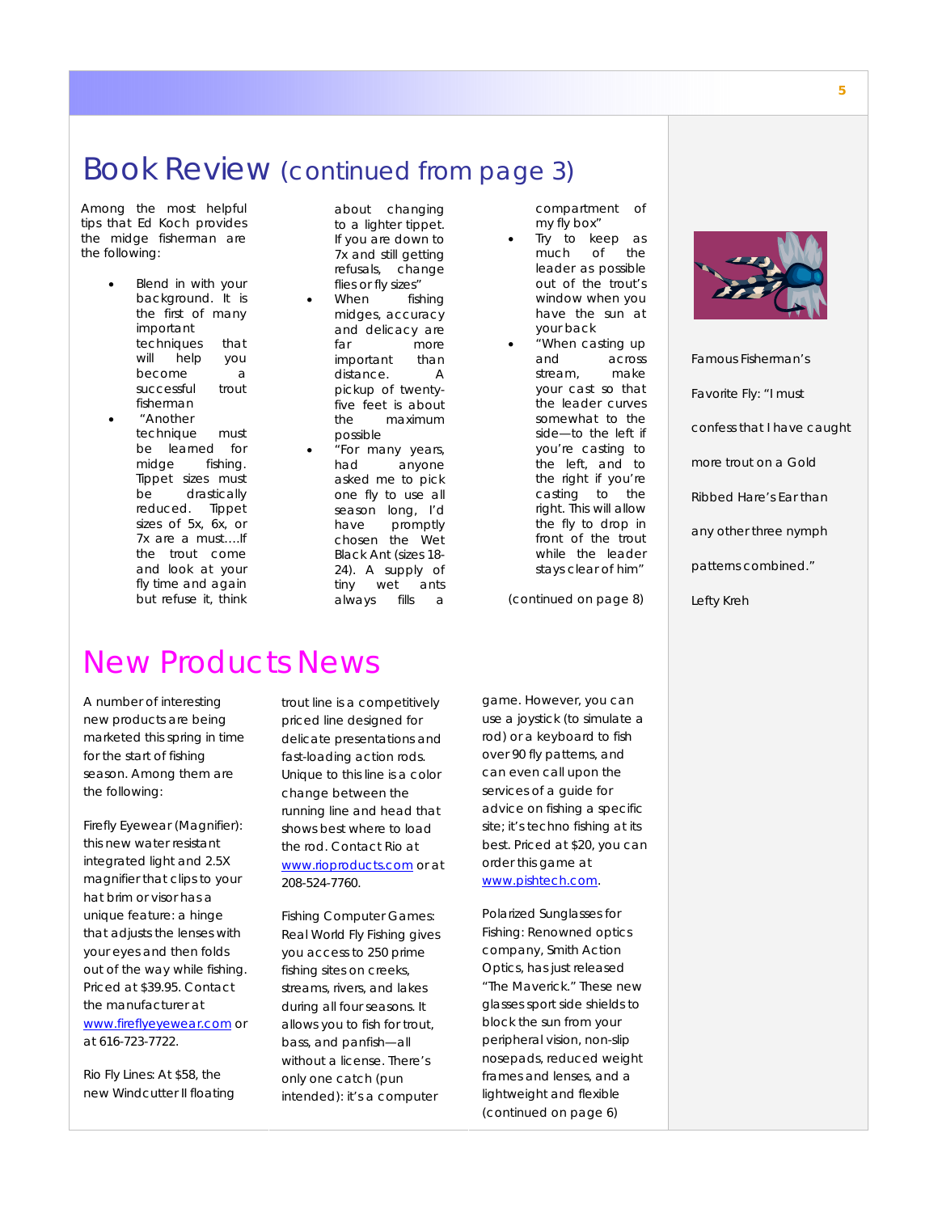# Book Review (continued from page 3)

Among the most helpful tips that Ed Koch provides the midge fisherman are the following:

- Blend in with your background. It is the first of many important techniques that will help you become a successful trout fisherman
- "Another technique must be learned for midge fishing. Tippet sizes must be drastically reduced. Tippet sizes of 5x, 6x, or 7x are a must….If the trout come and look at your fly time and again but refuse it, think about changing to a lighter tippet. If you are down to 7x and still getting refusals, change flies or fly sizes"
- When fishing midges, accuracy and delicacy are far more important than distance. A pickup of twenty-five feet is about the maximum possible
- "For many years, had anyone asked me to pick one fly to use all season long, I'd have promptly chosen the Wet Black Ant (sizes 18-24). A supply of tiny wet ants always fills a compartment of my fly box"
- Try to keep as much of the leader as possible out of the trout's window when you have the sun at your back
- "When casting up and across stream, make your cast so that the leader curves somewhat to the side—to the left if you're casting to the left, and to the right if you're casting to the right. This will allow the fly to drop in front of the trout while the leader stays clear of him"

(continued on page 8)

Famous Fisherman's Favorite Fly: "I must confess that I have caught more trout on a Gold Ribbed Hare's Ear than any other three nymph patterns combined."

Lefty Kreh

# New Products News

A number of interesting new products are being marketed this spring in time for the start of fishing season. Among them are the following:

Firefly Eyewear (Magnifier): this new water resistant integrated light and 2.5X magnifier that clips to your hat brim or visor has a unique feature: a hinge that adjusts the lenses with your eyes and then folds out of the way while fishing. Priced at $39.95. Contact the manufacturer at www.fireflyeyewear.com or at 616-723-7722.

Rio Fly Lines: At $58, the new Windcutter II floating trout line is a competitively priced line designed for delicate presentations and fast-loading action rods. Unique to this line is a color change between the running line and head that shows best where to load the rod. Contact Rio at www.rioproducts.com or at 208-524-7760.

Fishing Computer Games: Real World Fly Fishing gives you access to 250 prime fishing sites on creeks, streams, rivers, and lakes during all four seasons. It allows you to fish for trout, bass, and panfish—all without a license. There's only one catch (pun intended): it's a computer game. However, you can use a joystick (to simulate a rod) or a keyboard to fish over 90 fly patterns, and can even call upon the services of a guide for advice on fishing a specific site; it's techno fishing at its best. Priced at $20, you can order this game at www.pishtech.com.

Polarized Sunglasses for Fishing: Renowned optics company, Smith Action Optics, has just released "The Maverick." These new glasses sport side shields to block the sun from your peripheral vision, non-slip nosepads, reduced weight frames and lenses, and a lightweight and flexible (continued on page 6)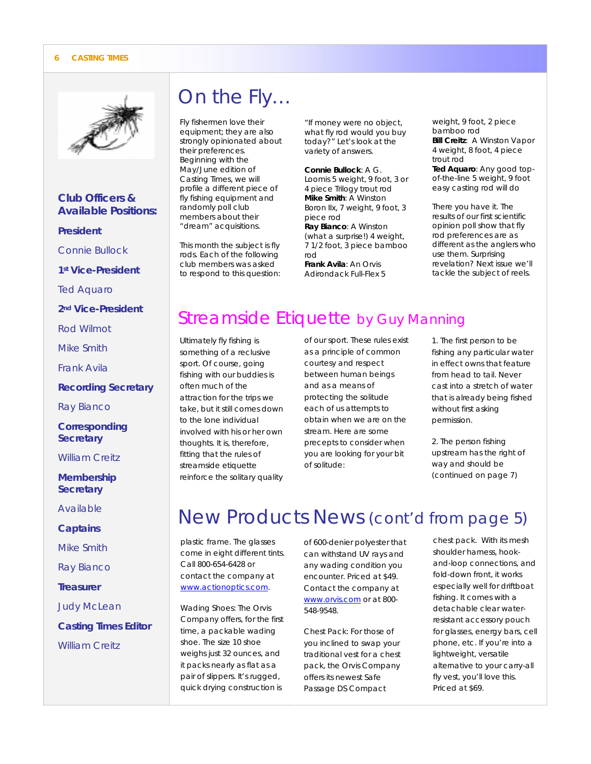## Club Officers & Available Positions:

**President**

Connie Bullock

**1st Vice-President**

Ted Aquaro

**2nd Vice-President**

Rod Wilmot

Mike Smith

Frank Avila

**Recording Secretary**

Ray Bianco

**Corresponding Secretary**

William Creitz

**Membership Secretary**

Available

**Captains**

Mike Smith

Ray Bianco

**Treasurer**

Judy McLean

**Casting Times Editor**

William Creitz

# On the Fly…

Fly fishermen love their equipment; they are also strongly opinionated about their preferences. Beginning with the May/June edition of Casting Times, we will profile a different piece of fly fishing equipment and randomly poll club members about their "dream" acquisitions.

This month the subject is fly rods. Each of the following club members was asked to respond to this question: "If money were no object, what fly rod would you buy today?" Let's look at the variety of answers.

**Connie Bullock**: A G. Loomis 5 weight, 9 foot, 3 or 4 piece Trilogy trout rod
**Mike Smith**: A Winston Boron IIx, 7 weight, 9 foot, 3 piece rod
**Ray Bianco**: A Winston (what a surprise!) 4 weight, 7 1/2 foot, 3 piece bamboo rod
**Frank Avila**: An Orvis Adirondack Full-Flex 5 weight, 9 foot, 2 piece bamboo rod
**Bill Creitz**: A Winston Vapor 4 weight, 8 foot, 4 piece trout rod
**Ted Aquaro**: Any good top-of-the-line 5 weight, 9 foot easy casting rod will do

There you have it. The results of our first scientific opinion poll show that fly rod preferences are as different as the anglers who use them. Surprising revelation? Next issue we'll tackle the subject of reels.

# Streamside Etiquette by Guy Manning

Ultimately fly fishing is something of a reclusive sport. Of course, going fishing with our buddies is often much of the attraction for the trips we take, but it still comes down to the lone individual involved with his or her own thoughts. It is, therefore, fitting that the rules of streamside etiquette reinforce the solitary quality of our sport. These rules exist as a principle of common courtesy and respect between human beings and as a means of protecting the solitude each of us attempts to obtain when we are on the stream. Here are some precepts to consider when you are looking for your bit of solitude:

1. The first person to be fishing any particular water in effect owns that feature from head to tail. Never cast into a stretch of water that is already being fished without first asking permission.

2. The person fishing upstream has the right of way and should be (continued on page 7)

# New Products News (cont'd from page 5)

plastic frame. The glasses come in eight different tints. Call 800-654-6428 or contact the company at www.actionoptics.com.

Wading Shoes: The Orvis Company offers, for the first time, a packable wading shoe. The size 10 shoe weighs just 32 ounces, and it packs nearly as flat as a pair of slippers. It's rugged, quick drying construction is of 600-denier polyester that can withstand UV rays and any wading condition you encounter. Priced at $49. Contact the company at www.orvis.com or at 800-548-9548.

Chest Pack: For those of you inclined to swap your traditional vest for a chest pack, the Orvis Company offers its newest Safe Passage DS Compact chest pack. With its mesh shoulder harness, hook-and-loop connections, and fold-down front, it works especially well for driftboat fishing. It comes with a detachable clear water-resistant accessory pouch for glasses, energy bars, cell phone, etc. If you're into a lightweight, versatile alternative to your carry-all fly vest, you'll love this. Priced at $69.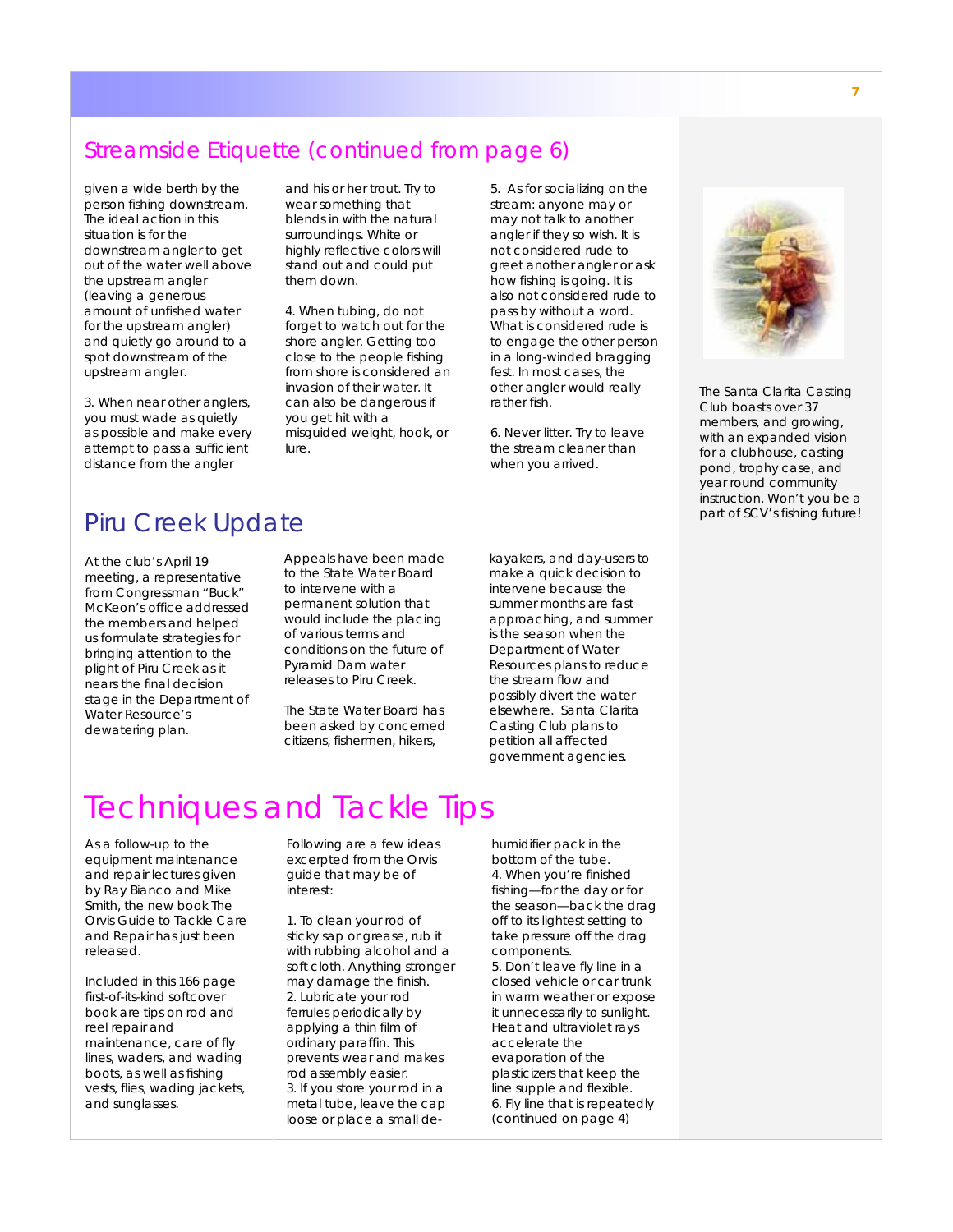## Streamside Etiquette (continued from page 6)

given a wide berth by the person fishing downstream. The ideal action in this situation is for the downstream angler to get out of the water well above the upstream angler (leaving a generous amount of unfished water for the upstream angler) and quietly go around to a spot downstream of the upstream angler.

3. When near other anglers, you must wade as quietly as possible and make every attempt to pass a sufficient distance from the angler and his or her trout. Try to wear something that blends in with the natural surroundings. White or highly reflective colors will stand out and could put them down.

4. When tubing, do not forget to watch out for the shore angler. Getting too close to the people fishing from shore is considered an invasion of their water. It can also be dangerous if you get hit with a misguided weight, hook, or lure.

5. As for socializing on the stream: anyone may or may not talk to another angler if they so wish. It is not considered rude to greet another angler or ask how fishing is going. It is also not considered rude to pass by without a word. What is considered rude is to engage the other person in a long-winded bragging fest. In most cases, the other angler would really rather fish.

6. Never litter. Try to leave the stream cleaner than when you arrived.

The Santa Clarita Casting Club boasts over 37 members, and growing, with an expanded vision for a clubhouse, casting pond, trophy case, and year round community instruction. Won't you be a part of SCV's fishing future!

## Piru Creek Update

At the club's April 19 meeting, a representative from Congressman "Buck" McKeon's office addressed the members and helped us formulate strategies for bringing attention to the plight of Piru Creek as it nears the final decision stage in the Department of Water Resource's dewatering plan.

Appeals have been made to the State Water Board to intervene with a permanent solution that would include the placing of various terms and conditions on the future of Pyramid Dam water releases to Piru Creek.

The State Water Board has been asked by concerned citizens, fishermen, hikers, kayakers, and day-users to make a quick decision to intervene because the summer months are fast approaching, and summer is the season when the Department of Water Resources plans to reduce the stream flow and possibly divert the water elsewhere. Santa Clarita Casting Club plans to petition all affected government agencies.

# Techniques and Tackle Tips

As a follow-up to the equipment maintenance and repair lectures given by Ray Bianco and Mike Smith, the new book The Orvis Guide to Tackle Care and Repair has just been released.

Included in this 166 page first-of-its-kind softcover book are tips on rod and reel repair and maintenance, care of fly lines, waders, and wading boots, as well as fishing vests, flies, wading jackets, and sunglasses.

Following are a few ideas excerpted from the Orvis guide that may be of interest:

1. To clean your rod of sticky sap or grease, rub it with rubbing alcohol and a soft cloth. Anything stronger may damage the finish.
2. Lubricate your rod ferrules periodically by applying a thin film of ordinary paraffin. This prevents wear and makes rod assembly easier.
3. If you store your rod in a metal tube, leave the cap loose or place a small de-humidifier pack in the bottom of the tube.
4. When you're finished fishing—for the day or for the season—back the drag off to its lightest setting to take pressure off the drag components.
5. Don't leave fly line in a closed vehicle or car trunk in warm weather or expose it unnecessarily to sunlight. Heat and ultraviolet rays accelerate the evaporation of the plasticizers that keep the line supple and flexible.
6. Fly line that is repeatedly (continued on page 4)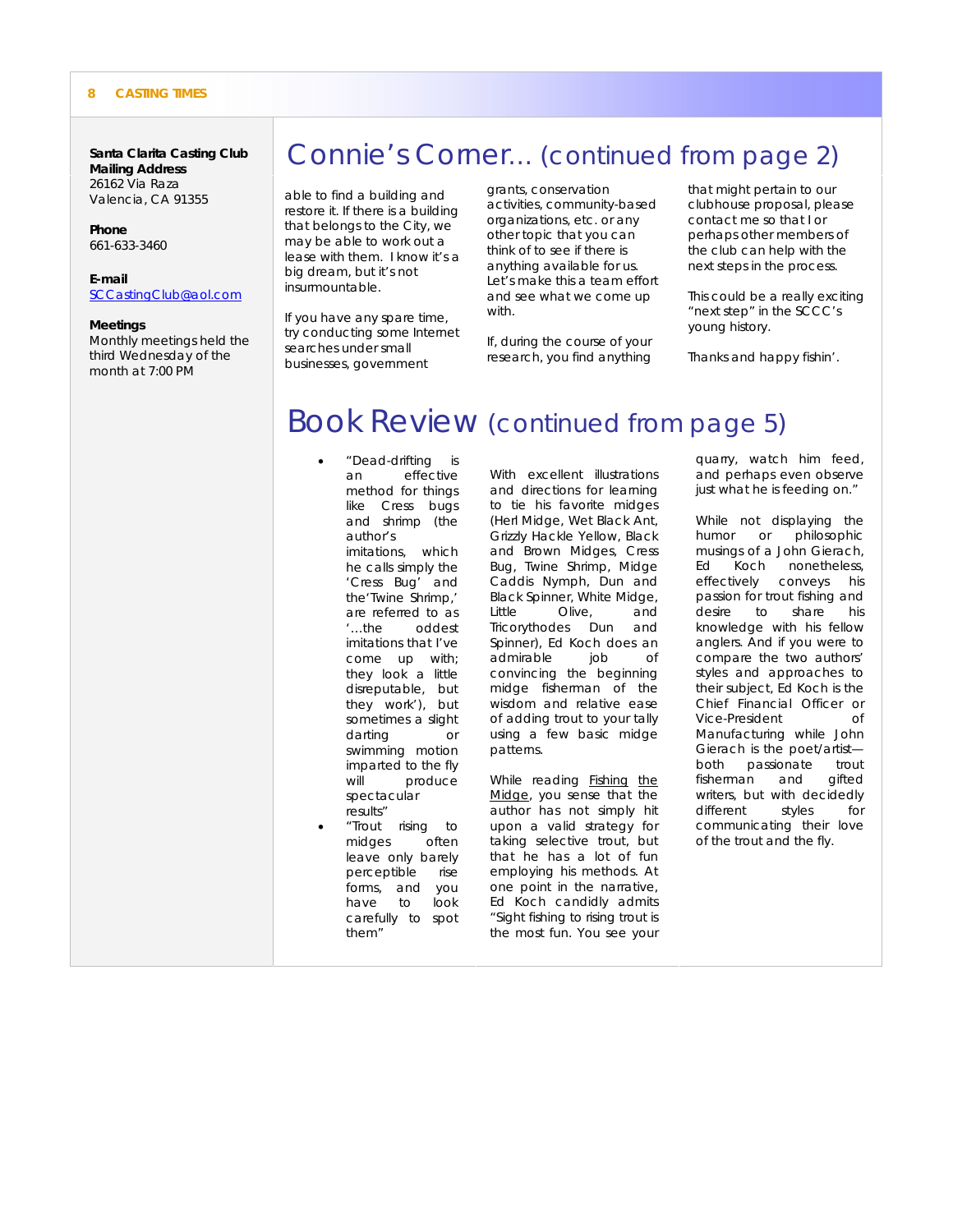**Santa Clarita Casting Club Mailing Address**
26162 Via Raza
Valencia, CA 91355

**Phone**
661-633-3460

**E-mail**
SCCastingClub@aol.com

**Meetings**
Monthly meetings held the third Wednesday of the month at 7:00 PM

# Connie's Corner… (continued from page 2)

able to find a building and restore it. If there is a building that belongs to the City, we may be able to work out a lease with them. I know it's a big dream, but it's not insurmountable.

If you have any spare time, try conducting some Internet searches under small businesses, government grants, conservation activities, community-based organizations, etc. or any other topic that you can think of to see if there is anything available for us. Let's make this a team effort and see what we come up with.

If, during the course of your research, you find anything that might pertain to our clubhouse proposal, please contact me so that I or perhaps other members of the club can help with the next steps in the process.

This could be a really exciting "next step" in the SCCC's young history.

Thanks and happy fishin'.

# Book Review (continued from page 5)

- "Dead-drifting is an effective method for things like Cress bugs and shrimp (the author's imitations, which he calls simply the 'Cress Bug' and the 'Twine Shrimp,' are referred to as '…the oddest imitations that I've come up with; they look a little disreputable, but they work'), but sometimes a slight darting or swimming motion imparted to the fly will produce spectacular results"
- "Trout rising to midges often leave only barely perceptible rise forms, and you have to look carefully to spot them"

With excellent illustrations and directions for learning to tie his favorite midges (Herl Midge, Wet Black Ant, Grizzly Hackle Yellow, Black and Brown Midges, Cress Bug, Twine Shrimp, Midge Caddis Nymph, Dun and Black Spinner, White Midge, Little Olive, and Tricorythodes Dun and Spinner), Ed Koch does an admirable job of convincing the beginning midge fisherman of the wisdom and relative ease of adding trout to your tally using a few basic midge patterns.

While reading Fishing the Midge, you sense that the author has not simply hit upon a valid strategy for taking selective trout, but that he has a lot of fun employing his methods. At one point in the narrative, Ed Koch candidly admits "Sight fishing to rising trout is the most fun. You see your quarry, watch him feed, and perhaps even observe just what he is feeding on."

While not displaying the humor or philosophic musings of a John Gierach, Ed Koch nonetheless, effectively conveys his passion for trout fishing and desire to share his knowledge with his fellow anglers. And if you were to compare the two authors' styles and approaches to their subject, Ed Koch is the Chief Financial Officer or Vice-President of Manufacturing while John Gierach is the poet/artist—both passionate trout fisherman and gifted writers, but with decidedly different styles for communicating their love of the trout and the fly.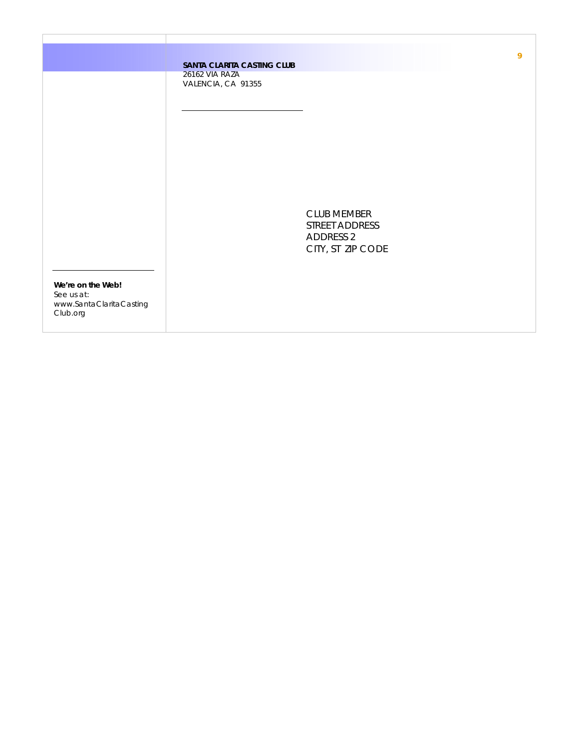**SANTA CLARITA CASTING CLUB**
26162 VIA RAZA
VALENCIA, CA 91355

CLUB MEMBER
STREET ADDRESS
ADDRESS 2
CITY, ST ZIP CODE

**We're on the Web!**
*See us at:*
*www.SantaClaritaCasting Club.org*